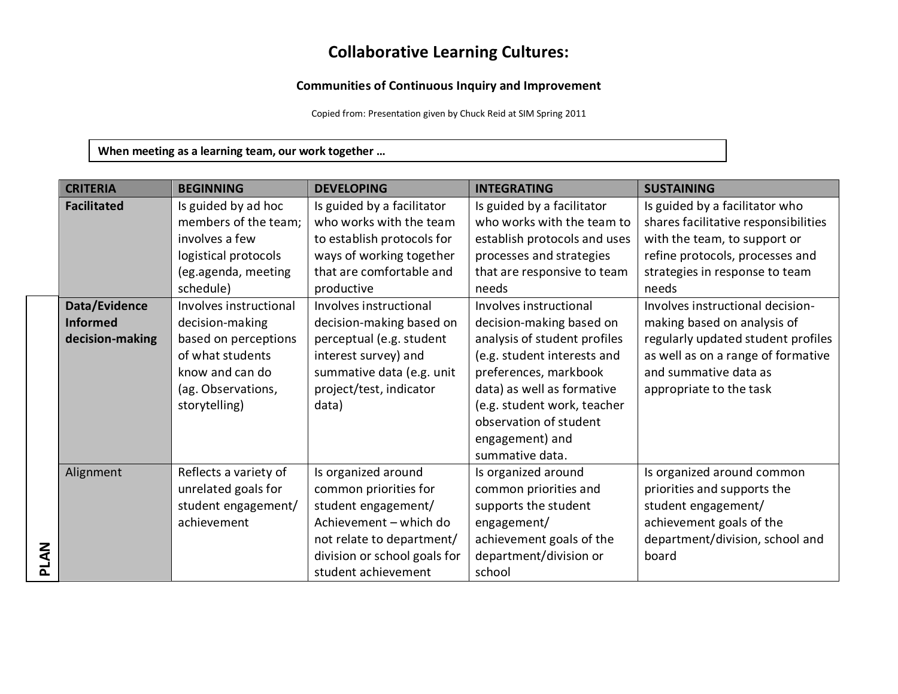# Collaborative Learning Cultures:

## Communities of Continuous Inquiry and Improvement

Copied from: Presentation given by Chuck Reid at SIM Spring 2011

**When meeting as a learning team, our work together …**

| | CRITERIA | BEGINNING | DEVELOPING | INTEGRATING | SUSTAINING |
|---|---|---|---|---|---|
| | **Facilitated** | Is guided by ad hoc members of the team; involves a few logistical protocols (eg.agenda, meeting schedule) | Is guided by a facilitator who works with the team to establish protocols for ways of working together that are comfortable and productive | Is guided by a facilitator who works with the team to establish protocols and uses processes and strategies that are responsive to team needs | Is guided by a facilitator who shares facilitative responsibilities with the team, to support or refine protocols, processes and strategies in response to team needs |
| **PLAN** | **Data/Evidence Informed decision-making** | Involves instructional decision-making based on perceptions of what students know and can do (ag. Observations, storytelling) | Involves instructional decision-making based on perceptual (e.g. student interest survey) and summative data (e.g. unit project/test, indicator data) | Involves instructional decision-making based on analysis of student profiles (e.g. student interests and preferences, markbook data) as well as formative (e.g. student work, teacher observation of student engagement) and summative data. | Involves instructional decision-making based on analysis of regularly updated student profiles as well as on a range of formative and summative data as appropriate to the task |
| **PLAN** | Alignment | Reflects a variety of unrelated goals for student engagement/ achievement | Is organized around common priorities for student engagement/ Achievement – which do not relate to department/ division or school goals for student achievement | Is organized around common priorities and supports the student engagement/ achievement goals of the department/division or school | Is organized around common priorities and supports the student engagement/ achievement goals of the department/division, school and board |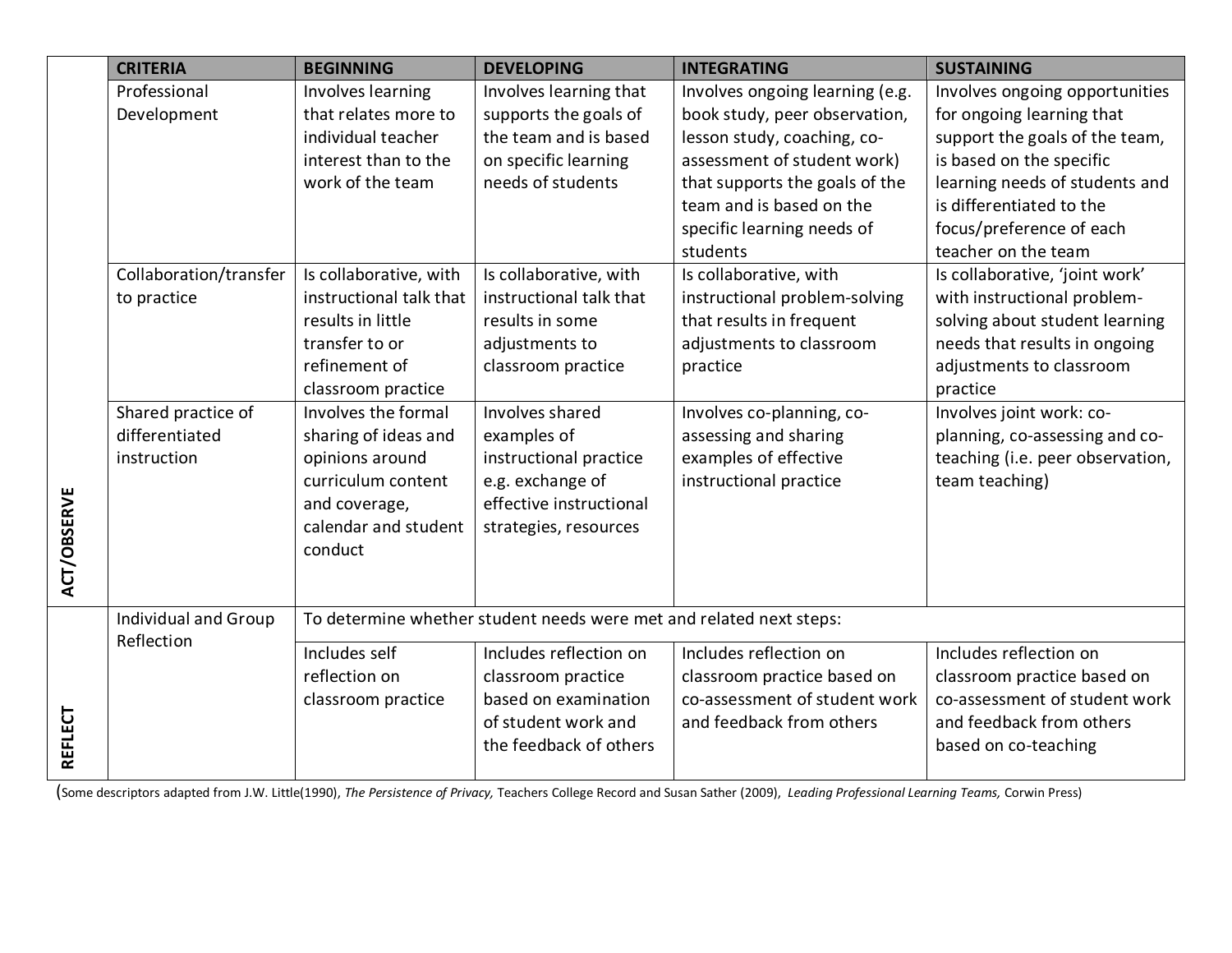| | CRITERIA | BEGINNING | DEVELOPING | INTEGRATING | SUSTAINING |
|---|---|---|---|---|---|
| ACT/OBSERVE | Professional Development | Involves learning that relates more to individual teacher interest than to the work of the team | Involves learning that supports the goals of the team and is based on specific learning needs of students | Involves ongoing learning (e.g. book study, peer observation, lesson study, coaching, co-assessment of student work) that supports the goals of the team and is based on the specific learning needs of students | Involves ongoing opportunities for ongoing learning that support the goals of the team, is based on the specific learning needs of students and is differentiated to the focus/preference of each teacher on the team |
| | Collaboration/transfer to practice | Is collaborative, with instructional talk that results in little transfer to or refinement of classroom practice | Is collaborative, with instructional talk that results in some adjustments to classroom practice | Is collaborative, with instructional problem-solving that results in frequent adjustments to classroom practice | Is collaborative, 'joint work' with instructional problem-solving about student learning needs that results in ongoing adjustments to classroom practice |
| | Shared practice of differentiated instruction | Involves the formal sharing of ideas and opinions around curriculum content and coverage, calendar and student conduct | Involves shared examples of instructional practice e.g. exchange of effective instructional strategies, resources | Involves co-planning, co-assessing and sharing examples of effective instructional practice | Involves joint work: co-planning, co-assessing and co-teaching (i.e. peer observation, team teaching) |
| REFLECT | Individual and Group Reflection | To determine whether student needs were met and related next steps: | | | |
| | | Includes self reflection on classroom practice | Includes reflection on classroom practice based on examination of student work and the feedback of others | Includes reflection on classroom practice based on co-assessment of student work and feedback from others | Includes reflection on classroom practice based on co-assessment of student work and feedback from others based on co-teaching |

(Some descriptors adapted from J.W. Little(1990), *The Persistence of Privacy,* Teachers College Record and Susan Sather (2009), *Leading Professional Learning Teams,* Corwin Press)